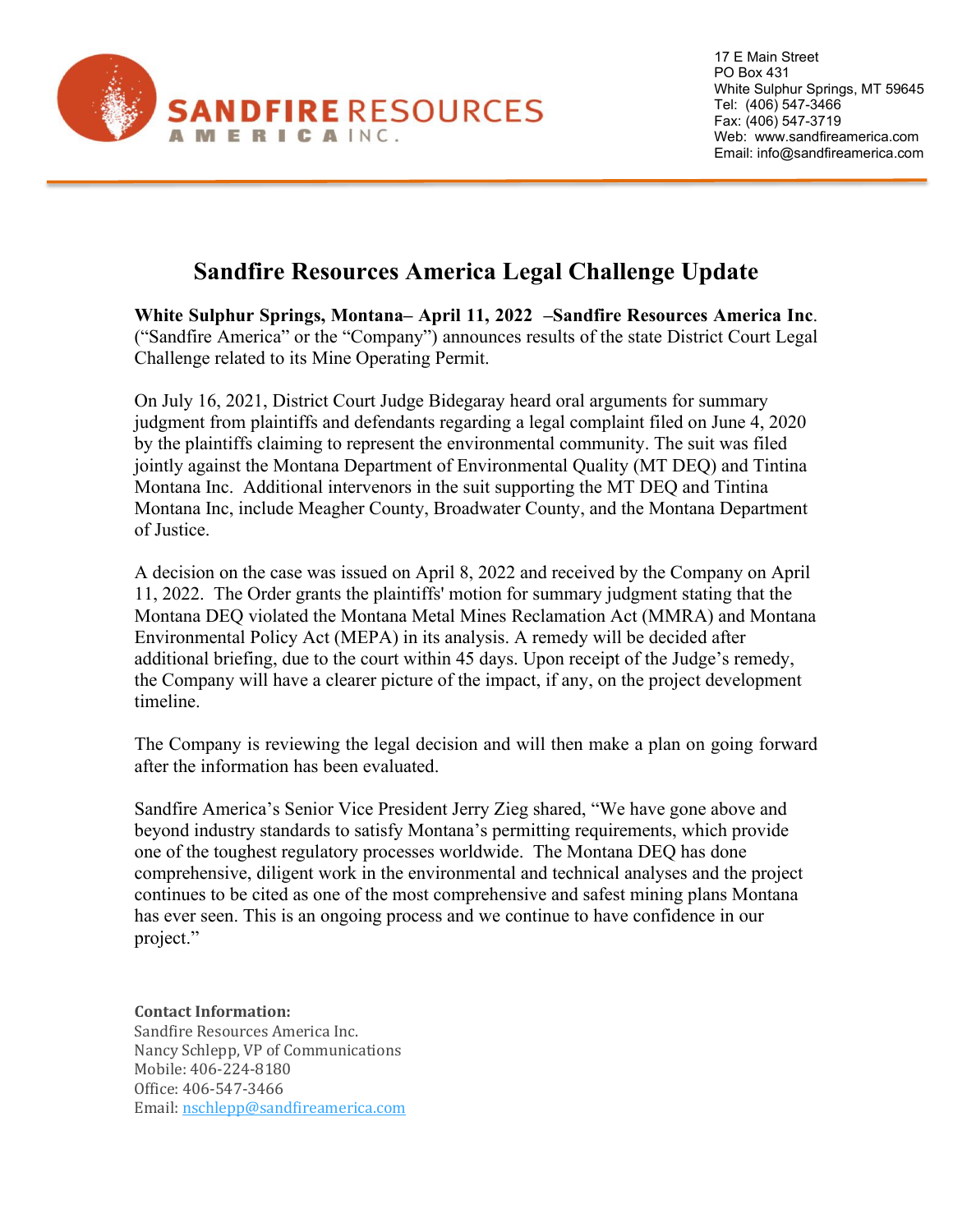SANDFIRE RESOURCES AMERICA INC.

17 E Main Street
PO Box 431
White Sulphur Springs, MT 59645
Tel: (406) 547-3466
Fax: (406) 547-3719
Web: www.sandfireamerica.com
Email: info@sandfireamerica.com

# Sandfire Resources America Legal Challenge Update

**White Sulphur Springs, Montana– April 11, 2022 –Sandfire Resources America Inc**. ("Sandfire America" or the "Company") announces results of the state District Court Legal Challenge related to its Mine Operating Permit.

On July 16, 2021, District Court Judge Bidegaray heard oral arguments for summary judgment from plaintiffs and defendants regarding a legal complaint filed on June 4, 2020 by the plaintiffs claiming to represent the environmental community. The suit was filed jointly against the Montana Department of Environmental Quality (MT DEQ) and Tintina Montana Inc. Additional intervenors in the suit supporting the MT DEQ and Tintina Montana Inc, include Meagher County, Broadwater County, and the Montana Department of Justice.

A decision on the case was issued on April 8, 2022 and received by the Company on April 11, 2022. The Order grants the plaintiffs' motion for summary judgment stating that the Montana DEQ violated the Montana Metal Mines Reclamation Act (MMRA) and Montana Environmental Policy Act (MEPA) in its analysis. A remedy will be decided after additional briefing, due to the court within 45 days. Upon receipt of the Judge's remedy, the Company will have a clearer picture of the impact, if any, on the project development timeline.

The Company is reviewing the legal decision and will then make a plan on going forward after the information has been evaluated.

Sandfire America's Senior Vice President Jerry Zieg shared, "We have gone above and beyond industry standards to satisfy Montana's permitting requirements, which provide one of the toughest regulatory processes worldwide. The Montana DEQ has done comprehensive, diligent work in the environmental and technical analyses and the project continues to be cited as one of the most comprehensive and safest mining plans Montana has ever seen. This is an ongoing process and we continue to have confidence in our project."

**Contact Information:**
Sandfire Resources America Inc.
Nancy Schlepp, VP of Communications
Mobile: 406-224-8180
Office: 406-547-3466
Email: nschlepp@sandfireamerica.com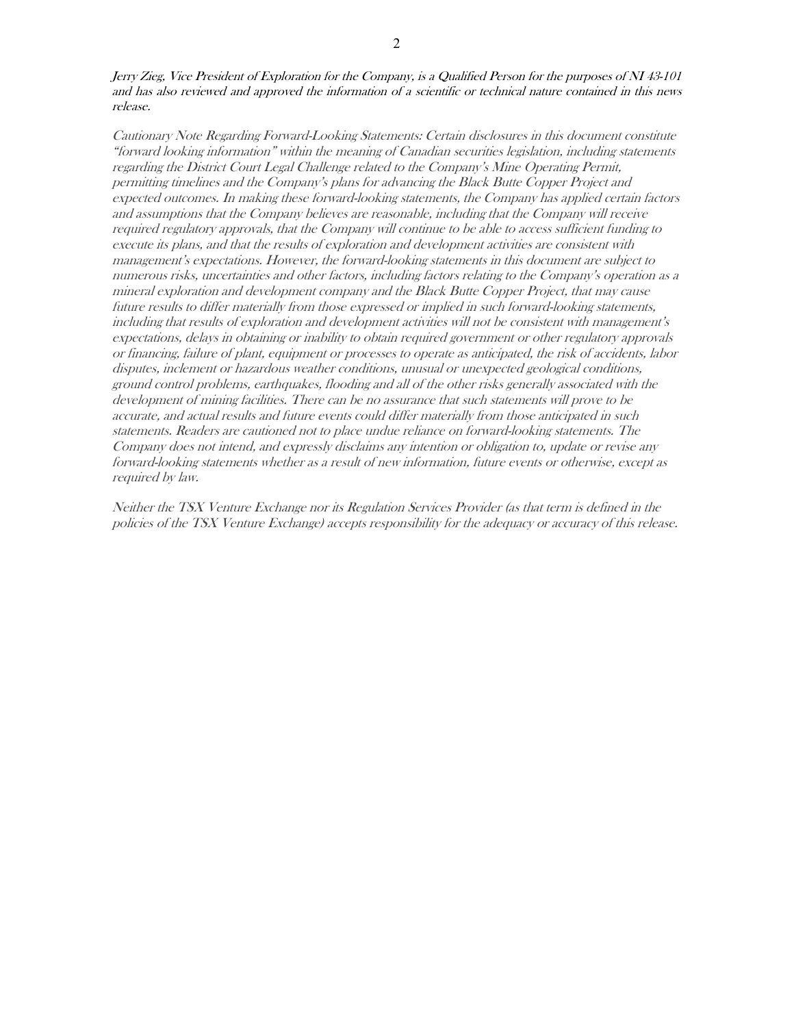*Jerry Zieg, Vice President of Exploration for the Company, is a Qualified Person for the purposes of NI 43-101 and has also reviewed and approved the information of a scientific or technical nature contained in this news release.*

*Cautionary Note Regarding Forward-Looking Statements: Certain disclosures in this document constitute "forward looking information" within the meaning of Canadian securities legislation, including statements regarding the District Court Legal Challenge related to the Company's Mine Operating Permit, permitting timelines and the Company's plans for advancing the Black Butte Copper Project and expected outcomes. In making these forward-looking statements, the Company has applied certain factors and assumptions that the Company believes are reasonable, including that the Company will receive required regulatory approvals, that the Company will continue to be able to access sufficient funding to execute its plans, and that the results of exploration and development activities are consistent with management's expectations. However, the forward-looking statements in this document are subject to numerous risks, uncertainties and other factors, including factors relating to the Company's operation as a mineral exploration and development company and the Black Butte Copper Project, that may cause future results to differ materially from those expressed or implied in such forward-looking statements, including that results of exploration and development activities will not be consistent with management's expectations, delays in obtaining or inability to obtain required government or other regulatory approvals or financing, failure of plant, equipment or processes to operate as anticipated, the risk of accidents, labor disputes, inclement or hazardous weather conditions, unusual or unexpected geological conditions, ground control problems, earthquakes, flooding and all of the other risks generally associated with the development of mining facilities. There can be no assurance that such statements will prove to be accurate, and actual results and future events could differ materially from those anticipated in such statements. Readers are cautioned not to place undue reliance on forward-looking statements. The Company does not intend, and expressly disclaims any intention or obligation to, update or revise any forward-looking statements whether as a result of new information, future events or otherwise, except as required by law.*

*Neither the TSX Venture Exchange nor its Regulation Services Provider (as that term is defined in the policies of the TSX Venture Exchange) accepts responsibility for the adequacy or accuracy of this release.*